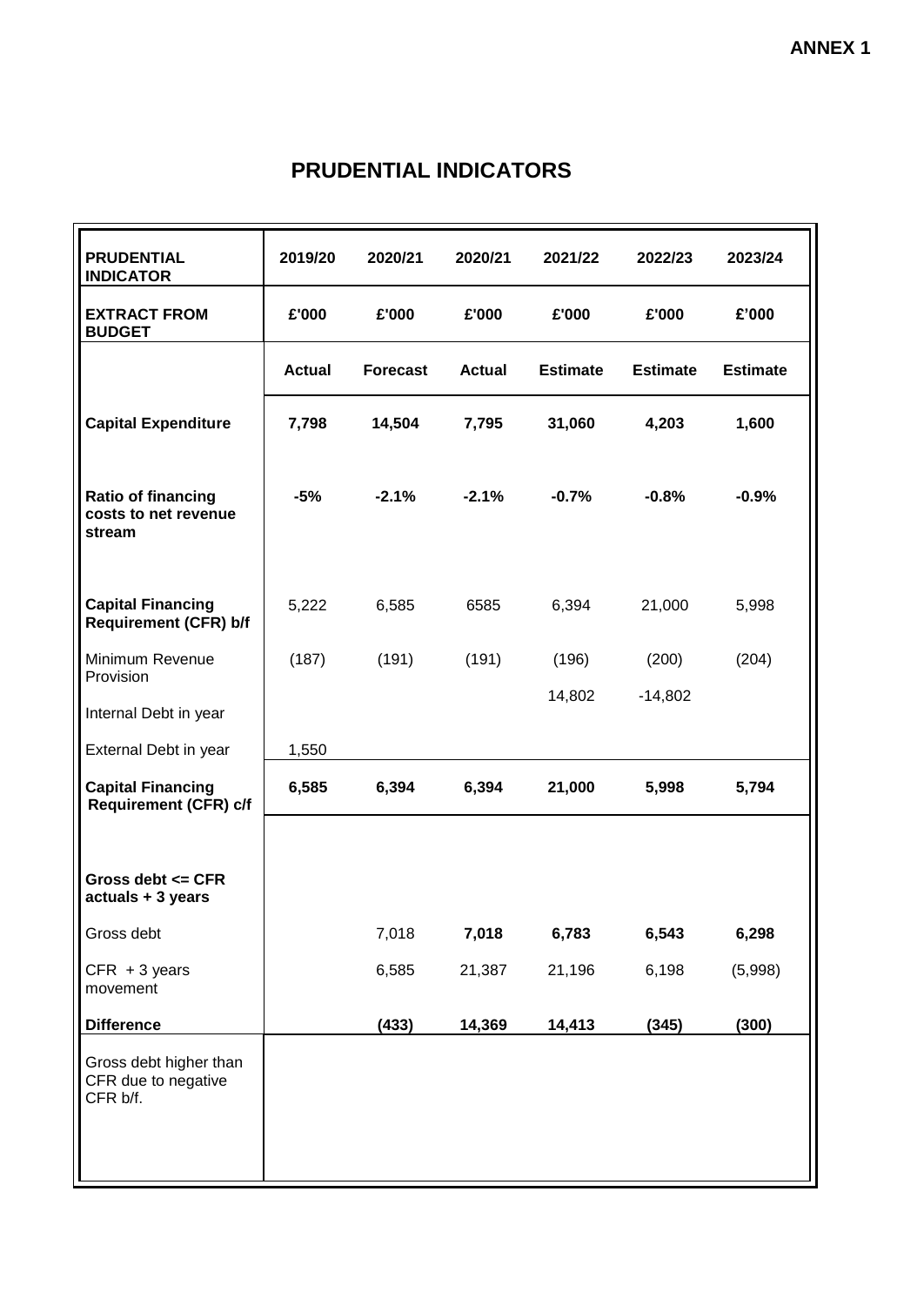**ANNEX 1**

# PRUDENTIAL INDICATORS

| PRUDENTIAL INDICATOR | 2019/20 | 2020/21 | 2020/21 | 2021/22 | 2022/23 | 2023/24 |
|---|---|---|---|---|---|---|
| **EXTRACT FROM BUDGET** | **£'000** | **£'000** | **£'000** | **£'000** | **£'000** | **£’000** |
| | **Actual** | **Forecast** | **Actual** | **Estimate** | **Estimate** | **Estimate** |
| **Capital Expenditure** | **7,798** | **14,504** | **7,795** | **31,060** | **4,203** | **1,600** |
| **Ratio of financing costs to net revenue stream** | **-5%** | **-2.1%** | **-2.1%** | **-0.7%** | **-0.8%** | **-0.9%** |
| **Capital Financing Requirement (CFR) b/f** | 5,222 | 6,585 | 6585 | 6,394 | 21,000 | 5,998 |
| Minimum Revenue Provision | (187) | (191) | (191) | (196) | (200) | (204) |
| Internal Debt in year | | | | 14,802 | -14,802 | |
| External Debt in year | 1,550 | | | | | |
| **Capital Financing Requirement (CFR) c/f** | **6,585** | **6,394** | **6,394** | **21,000** | **5,998** | **5,794** |
| **Gross debt <= CFR actuals + 3 years** | | | | | | |
| Gross debt | | 7,018 | **7,018** | **6,783** | **6,543** | **6,298** |
| CFR + 3 years movement | | 6,585 | 21,387 | 21,196 | 6,198 | (5,998) |
| **Difference** | | **(433)** | **14,369** | **14,413** | **(345)** | **(300)** |
| Gross debt higher than CFR due to negative CFR b/f. | | | | | | |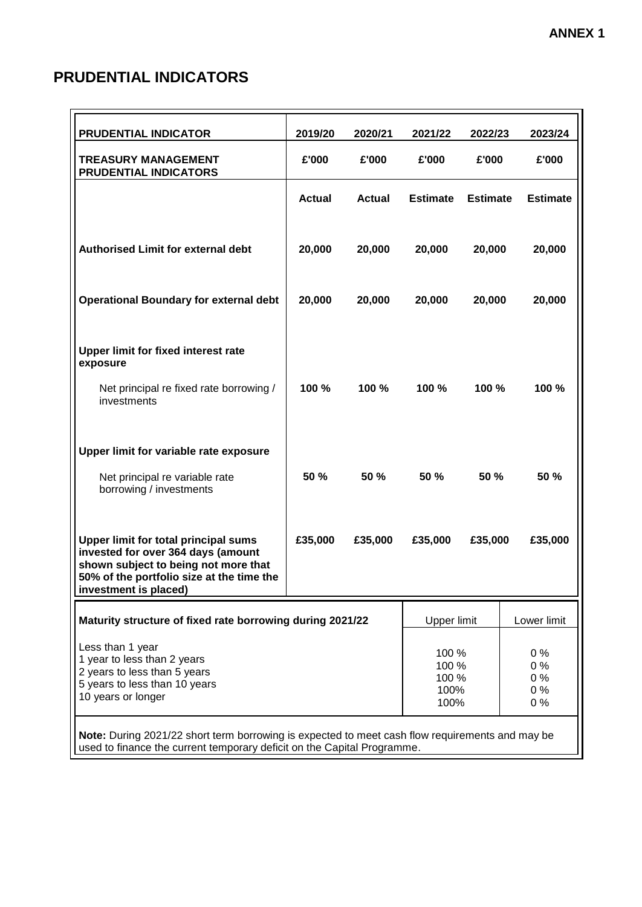ANNEX 1

# PRUDENTIAL INDICATORS

| PRUDENTIAL INDICATOR | 2019/20 | 2020/21 | 2021/22 | 2022/23 | 2023/24 |
|---|---|---|---|---|---|
| **TREASURY MANAGEMENT PRUDENTIAL INDICATORS** | **£'000** | **£'000** | **£'000** | **£'000** | **£'000** |
| | **Actual** | **Actual** | **Estimate** | **Estimate** | **Estimate** |
| **Authorised Limit for external debt** | **20,000** | **20,000** | **20,000** | **20,000** | **20,000** |
| **Operational Boundary for external debt** | **20,000** | **20,000** | **20,000** | **20,000** | **20,000** |
| **Upper limit for fixed interest rate exposure** | | | | | |
| Net principal re fixed rate borrowing / investments | **100 %** | **100 %** | **100 %** | **100 %** | **100 %** |
| **Upper limit for variable rate exposure** | | | | | |
| Net principal re variable rate borrowing / investments | **50 %** | **50 %** | **50 %** | **50 %** | **50 %** |
| **Upper limit for total principal sums invested for over 364 days (amount shown subject to being not more that 50% of the portfolio size at the time the investment is placed)** | **£35,000** | **£35,000** | **£35,000** | **£35,000** | **£35,000** |

| **Maturity structure of fixed rate borrowing during 2021/22** | Upper limit | Lower limit |
|---|---|---|
| Less than 1 year | 100 % | 0 % |
| 1 year to less than 2 years | 100 % | 0 % |
| 2 years to less than 5 years | 100 % | 0 % |
| 5 years to less than 10 years | 100% | 0 % |
| 10 years or longer | 100% | 0 % |

**Note:** During 2021/22 short term borrowing is expected to meet cash flow requirements and may be used to finance the current temporary deficit on the Capital Programme.